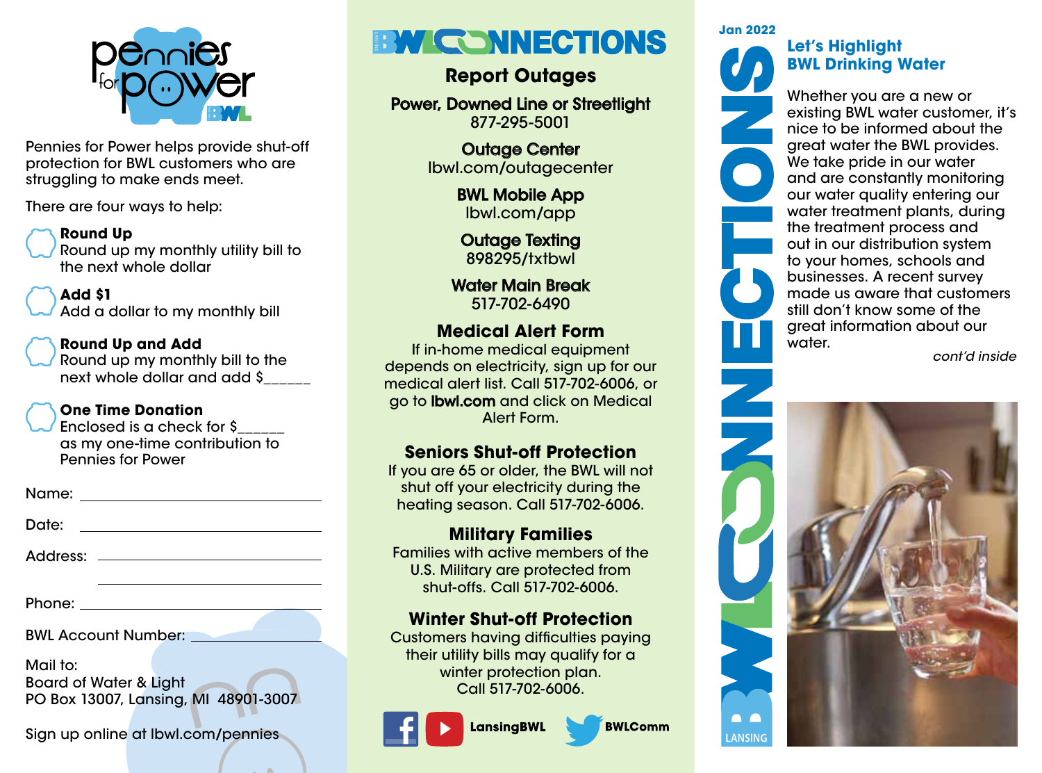# Pennies for Power

Pennies for Power helps provide shut-off protection for BWL customers who are struggling to make ends meet.

There are four ways to help:

- **Round Up**
  Round up my monthly utility bill to the next whole dollar
- **Add $1**
  Add a dollar to my monthly bill
- **Round Up and Add**
  Round up my monthly bill to the next whole dollar and add $______
- **One Time Donation**
  Enclosed is a check for $______ as my one-time contribution to Pennies for Power

Name: ______________________

Date: ______________________

Address: ______________________

______________________

Phone: ______________________

BWL Account Number: ______________________

Mail to:
Board of Water & Light
PO Box 13007, Lansing, MI 48901-3007

Sign up online at lbwl.com/pennies

# BWL CONNECTIONS

## Report Outages

**Power, Downed Line or Streetlight**
877-295-5001

**Outage Center**
lbwl.com/outagecenter

**BWL Mobile App**
lbwl.com/app

**Outage Texting**
898295/txtbwl

**Water Main Break**
517-702-6490

## Medical Alert Form

If in-home medical equipment depends on electricity, sign up for our medical alert list. Call 517-702-6006, or go to **lbwl.com** and click on Medical Alert Form.

## Seniors Shut-off Protection

If you are 65 or older, the BWL will not shut off your electricity during the heating season. Call 517-702-6006.

## Military Families

Families with active members of the U.S. Military are protected from shut-offs. Call 517-702-6006.

## Winter Shut-off Protection

Customers having difficulties paying their utility bills may qualify for a winter protection plan. Call 517-702-6006.

LansingBWL

BWLComm

# BWL CONNECTIONS

Jan 2022

## Let's Highlight BWL Drinking Water

Whether you are a new or existing BWL water customer, it's nice to be informed about the great water the BWL provides. We take pride in our water and are constantly monitoring our water quality entering our water treatment plants, during the treatment process and out in our distribution system to your homes, schools and businesses. A recent survey made us aware that customers still don't know some of the great information about our water.

*cont'd inside*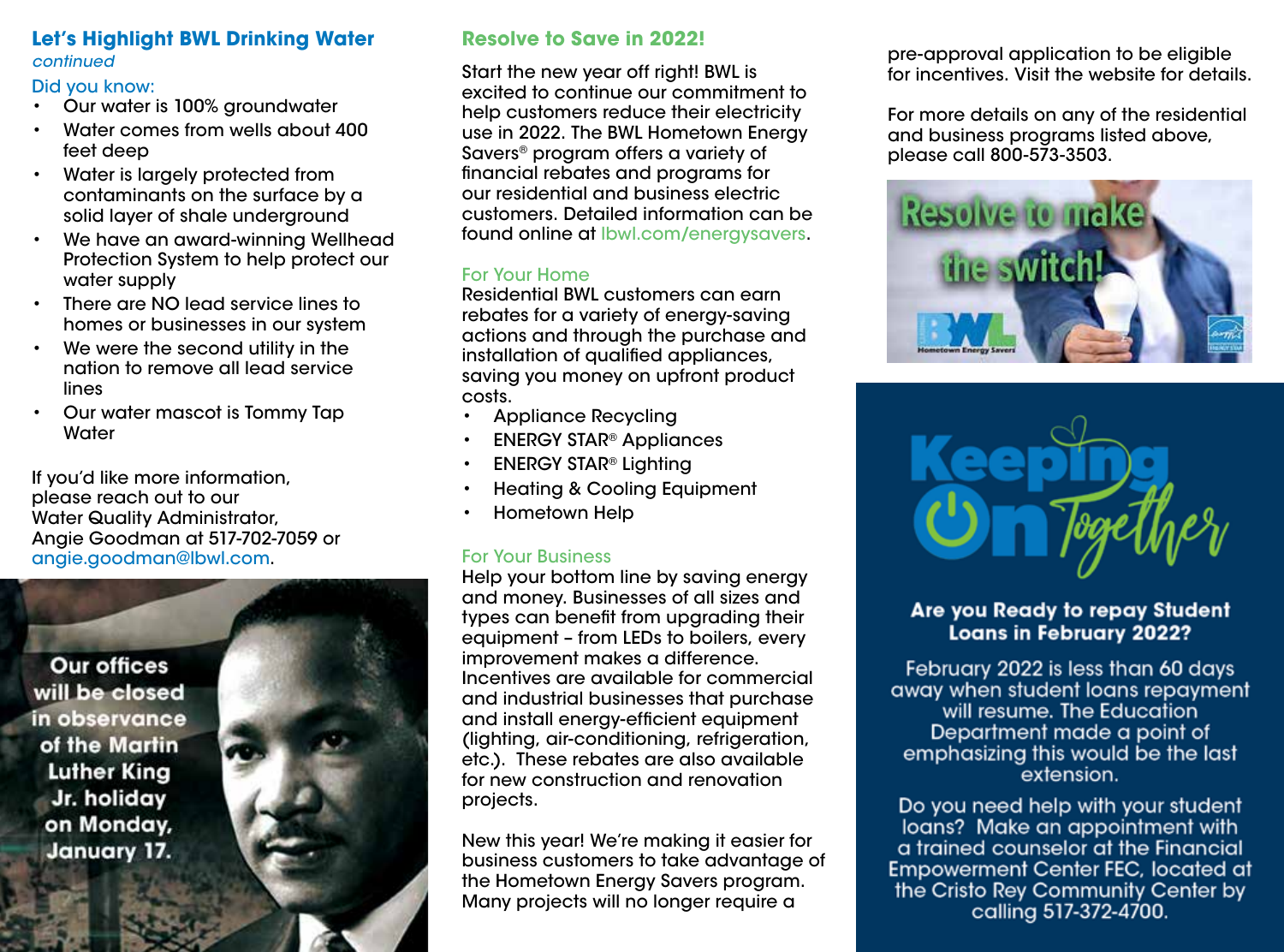## Let's Highlight BWL Drinking Water

*continued*

Did you know:

- Our water is 100% groundwater
- Water comes from wells about 400 feet deep
- Water is largely protected from contaminants on the surface by a solid layer of shale underground
- We have an award-winning Wellhead Protection System to help protect our water supply
- There are NO lead service lines to homes or businesses in our system
- We were the second utility in the nation to remove all lead service lines
- Our water mascot is Tommy Tap Water

If you'd like more information, please reach out to our Water Quality Administrator, Angie Goodman at 517-702-7059 or angie.goodman@lbwl.com.

Our offices will be closed in observance of the Martin Luther King Jr. holiday on Monday, January 17.

## Resolve to Save in 2022!

Start the new year off right! BWL is excited to continue our commitment to help customers reduce their electricity use in 2022. The BWL Hometown Energy Savers® program offers a variety of financial rebates and programs for our residential and business electric customers. Detailed information can be found online at lbwl.com/energysavers.

### For Your Home

Residential BWL customers can earn rebates for a variety of energy-saving actions and through the purchase and installation of qualified appliances, saving you money on upfront product costs.

- Appliance Recycling
- ENERGY STAR® Appliances
- ENERGY STAR® Lighting
- Heating & Cooling Equipment
- Hometown Help

### For Your Business

Help your bottom line by saving energy and money. Businesses of all sizes and types can benefit from upgrading their equipment – from LEDs to boilers, every improvement makes a difference. Incentives are available for commercial and industrial businesses that purchase and install energy-efficient equipment (lighting, air-conditioning, refrigeration, etc.). These rebates are also available for new construction and renovation projects.

New this year! We're making it easier for business customers to take advantage of the Hometown Energy Savers program. Many projects will no longer require a pre-approval application to be eligible for incentives. Visit the website for details.

For more details on any of the residential and business programs listed above, please call 800-573-3503.

Resolve to make the switch!

BWL Hometown Energy Savers

## Keeping On Together

**Are you Ready to repay Student Loans in February 2022?**

February 2022 is less than 60 days away when student loans repayment will resume. The Education Department made a point of emphasizing this would be the last extension.

Do you need help with your student loans? Make an appointment with a trained counselor at the Financial Empowerment Center FEC, located at the Cristo Rey Community Center by calling 517-372-4700.